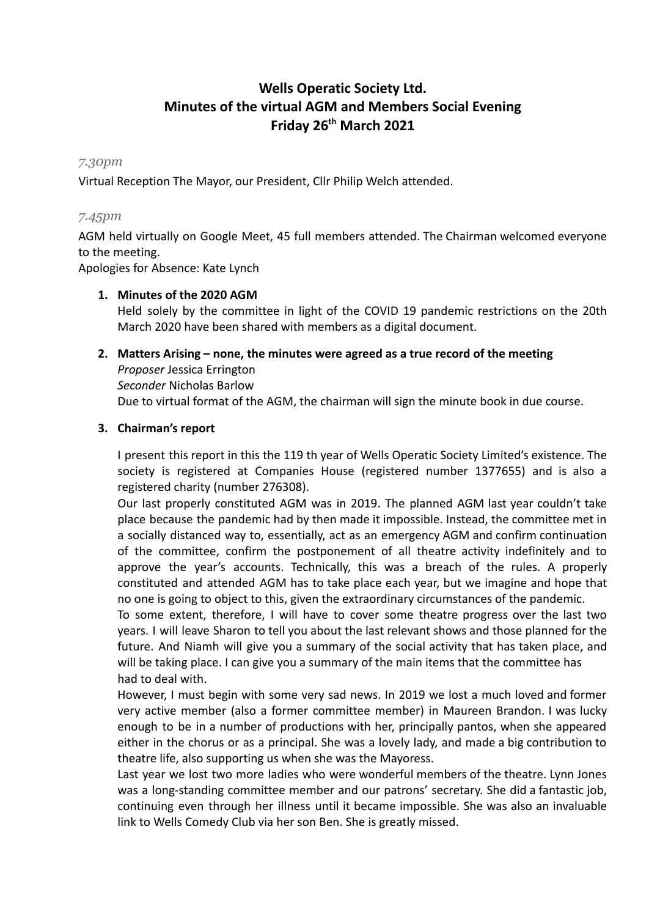# Wells Operatic Society Ltd.
# Minutes of the virtual AGM and Members Social Evening
# Friday 26th March 2021

*7.30pm*

Virtual Reception The Mayor, our President, Cllr Philip Welch attended.

*7.45pm*

AGM held virtually on Google Meet, 45 full members attended. The Chairman welcomed everyone to the meeting.
Apologies for Absence: Kate Lynch

1. **Minutes of the 2020 AGM**
   Held solely by the committee in light of the COVID 19 pandemic restrictions on the 20th March 2020 have been shared with members as a digital document.

2. **Matters Arising – none, the minutes were agreed as a true record of the meeting**
   *Proposer* Jessica Errington
   *Seconder* Nicholas Barlow
   Due to virtual format of the AGM, the chairman will sign the minute book in due course.

3. **Chairman's report**

   I present this report in this the 119 th year of Wells Operatic Society Limited's existence. The society is registered at Companies House (registered number 1377655) and is also a registered charity (number 276308).
   Our last properly constituted AGM was in 2019. The planned AGM last year couldn't take place because the pandemic had by then made it impossible. Instead, the committee met in a socially distanced way to, essentially, act as an emergency AGM and confirm continuation of the committee, confirm the postponement of all theatre activity indefinitely and to approve the year's accounts. Technically, this was a breach of the rules. A properly constituted and attended AGM has to take place each year, but we imagine and hope that no one is going to object to this, given the extraordinary circumstances of the pandemic.
   To some extent, therefore, I will have to cover some theatre progress over the last two years. I will leave Sharon to tell you about the last relevant shows and those planned for the future. And Niamh will give you a summary of the social activity that has taken place, and will be taking place. I can give you a summary of the main items that the committee has had to deal with.
   However, I must begin with some very sad news. In 2019 we lost a much loved and former very active member (also a former committee member) in Maureen Brandon. I was lucky enough to be in a number of productions with her, principally pantos, when she appeared either in the chorus or as a principal. She was a lovely lady, and made a big contribution to theatre life, also supporting us when she was the Mayoress.
   Last year we lost two more ladies who were wonderful members of the theatre. Lynn Jones was a long-standing committee member and our patrons' secretary. She did a fantastic job, continuing even through her illness until it became impossible. She was also an invaluable link to Wells Comedy Club via her son Ben. She is greatly missed.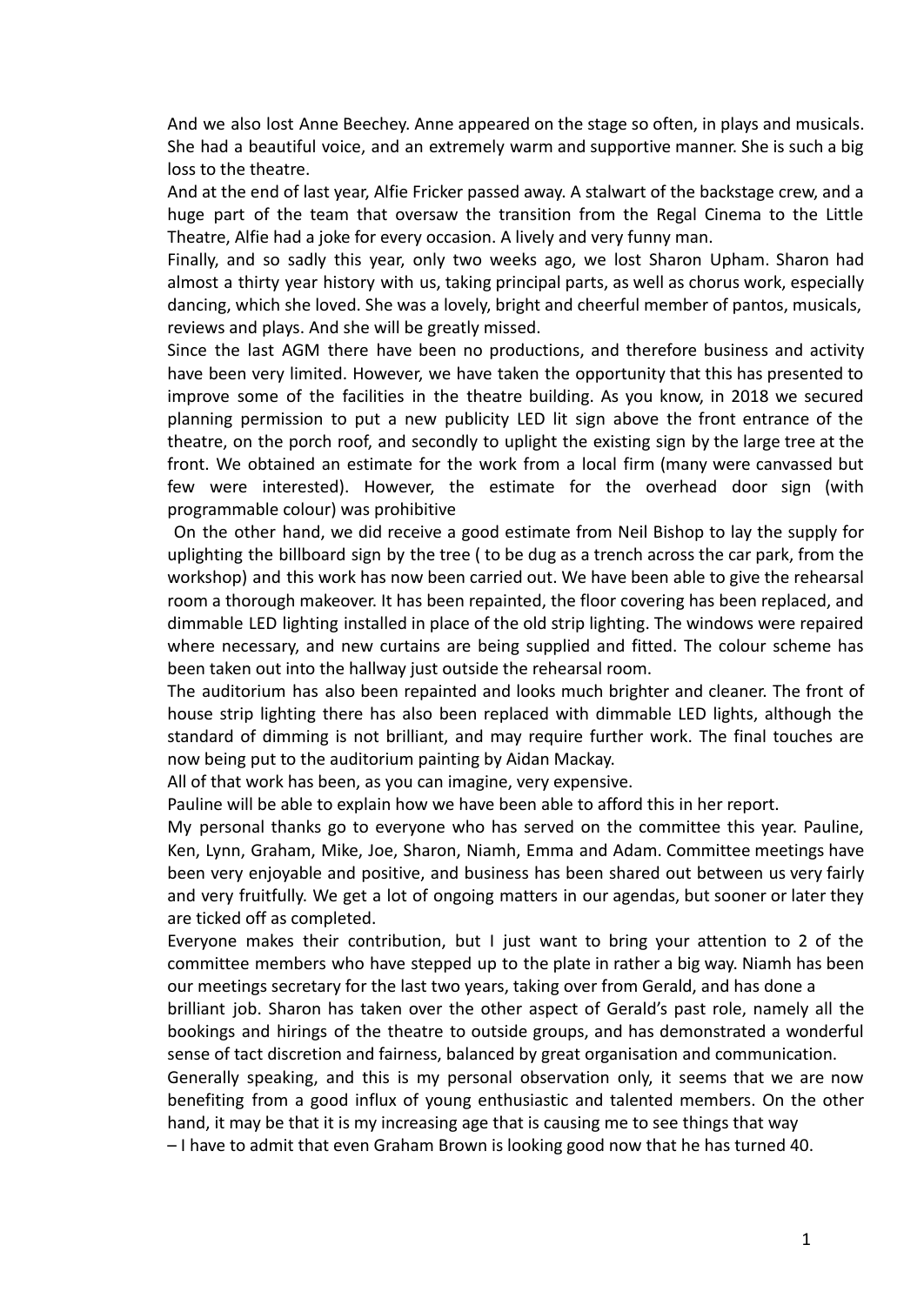And we also lost Anne Beechey. Anne appeared on the stage so often, in plays and musicals. She had a beautiful voice, and an extremely warm and supportive manner. She is such a big loss to the theatre.

And at the end of last year, Alfie Fricker passed away. A stalwart of the backstage crew, and a huge part of the team that oversaw the transition from the Regal Cinema to the Little Theatre, Alfie had a joke for every occasion. A lively and very funny man.

Finally, and so sadly this year, only two weeks ago, we lost Sharon Upham. Sharon had almost a thirty year history with us, taking principal parts, as well as chorus work, especially dancing, which she loved. She was a lovely, bright and cheerful member of pantos, musicals, reviews and plays. And she will be greatly missed.

Since the last AGM there have been no productions, and therefore business and activity have been very limited. However, we have taken the opportunity that this has presented to improve some of the facilities in the theatre building. As you know, in 2018 we secured planning permission to put a new publicity LED lit sign above the front entrance of the theatre, on the porch roof, and secondly to uplight the existing sign by the large tree at the front. We obtained an estimate for the work from a local firm (many were canvassed but few were interested). However, the estimate for the overhead door sign (with programmable colour) was prohibitive

On the other hand, we did receive a good estimate from Neil Bishop to lay the supply for uplighting the billboard sign by the tree ( to be dug as a trench across the car park, from the workshop) and this work has now been carried out. We have been able to give the rehearsal room a thorough makeover. It has been repainted, the floor covering has been replaced, and dimmable LED lighting installed in place of the old strip lighting. The windows were repaired where necessary, and new curtains are being supplied and fitted. The colour scheme has been taken out into the hallway just outside the rehearsal room.

The auditorium has also been repainted and looks much brighter and cleaner. The front of house strip lighting there has also been replaced with dimmable LED lights, although the standard of dimming is not brilliant, and may require further work. The final touches are now being put to the auditorium painting by Aidan Mackay.

All of that work has been, as you can imagine, very expensive.

Pauline will be able to explain how we have been able to afford this in her report.

My personal thanks go to everyone who has served on the committee this year. Pauline, Ken, Lynn, Graham, Mike, Joe, Sharon, Niamh, Emma and Adam. Committee meetings have been very enjoyable and positive, and business has been shared out between us very fairly and very fruitfully. We get a lot of ongoing matters in our agendas, but sooner or later they are ticked off as completed.

Everyone makes their contribution, but I just want to bring your attention to 2 of the committee members who have stepped up to the plate in rather a big way. Niamh has been our meetings secretary for the last two years, taking over from Gerald, and has done a brilliant job. Sharon has taken over the other aspect of Gerald's past role, namely all the bookings and hirings of the theatre to outside groups, and has demonstrated a wonderful sense of tact discretion and fairness, balanced by great organisation and communication.

Generally speaking, and this is my personal observation only, it seems that we are now benefiting from a good influx of young enthusiastic and talented members. On the other hand, it may be that it is my increasing age that is causing me to see things that way – I have to admit that even Graham Brown is looking good now that he has turned 40.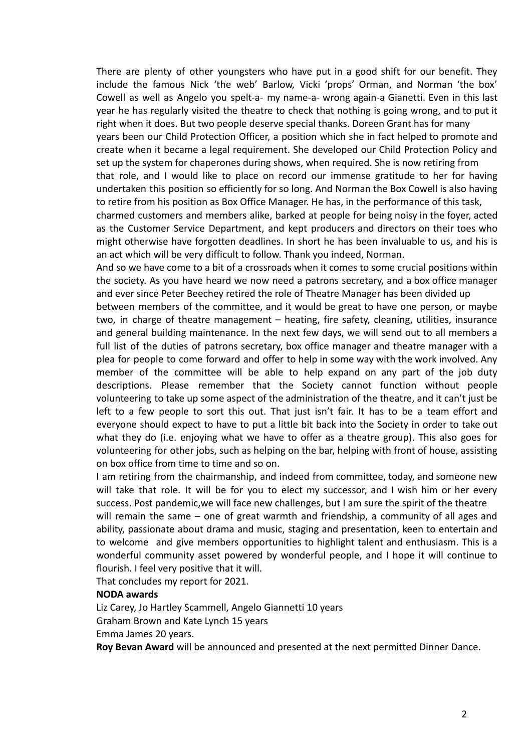There are plenty of other youngsters who have put in a good shift for our benefit. They include the famous Nick 'the web' Barlow, Vicki 'props' Orman, and Norman 'the box' Cowell as well as Angelo you spelt-a- my name-a- wrong again-a Gianetti. Even in this last year he has regularly visited the theatre to check that nothing is going wrong, and to put it right when it does. But two people deserve special thanks. Doreen Grant has for many years been our Child Protection Officer, a position which she in fact helped to promote and create when it became a legal requirement. She developed our Child Protection Policy and set up the system for chaperones during shows, when required. She is now retiring from that role, and I would like to place on record our immense gratitude to her for having undertaken this position so efficiently for so long. And Norman the Box Cowell is also having to retire from his position as Box Office Manager. He has, in the performance of this task, charmed customers and members alike, barked at people for being noisy in the foyer, acted as the Customer Service Department, and kept producers and directors on their toes who might otherwise have forgotten deadlines. In short he has been invaluable to us, and his is an act which will be very difficult to follow. Thank you indeed, Norman.

And so we have come to a bit of a crossroads when it comes to some crucial positions within the society. As you have heard we now need a patrons secretary, and a box office manager and ever since Peter Beechey retired the role of Theatre Manager has been divided up between members of the committee, and it would be great to have one person, or maybe two, in charge of theatre management – heating, fire safety, cleaning, utilities, insurance and general building maintenance. In the next few days, we will send out to all members a full list of the duties of patrons secretary, box office manager and theatre manager with a plea for people to come forward and offer to help in some way with the work involved. Any member of the committee will be able to help expand on any part of the job duty descriptions. Please remember that the Society cannot function without people volunteering to take up some aspect of the administration of the theatre, and it can't just be left to a few people to sort this out. That just isn't fair. It has to be a team effort and everyone should expect to have to put a little bit back into the Society in order to take out what they do (i.e. enjoying what we have to offer as a theatre group). This also goes for volunteering for other jobs, such as helping on the bar, helping with front of house, assisting on box office from time to time and so on.

I am retiring from the chairmanship, and indeed from committee, today, and someone new will take that role. It will be for you to elect my successor, and I wish him or her every success. Post pandemic,we will face new challenges, but I am sure the spirit of the theatre will remain the same – one of great warmth and friendship, a community of all ages and ability, passionate about drama and music, staging and presentation, keen to entertain and to welcome and give members opportunities to highlight talent and enthusiasm. This is a wonderful community asset powered by wonderful people, and I hope it will continue to flourish. I feel very positive that it will.

That concludes my report for 2021.

**NODA awards**

Liz Carey, Jo Hartley Scammell, Angelo Giannetti 10 years

Graham Brown and Kate Lynch 15 years

Emma James 20 years.

**Roy Bevan Award** will be announced and presented at the next permitted Dinner Dance.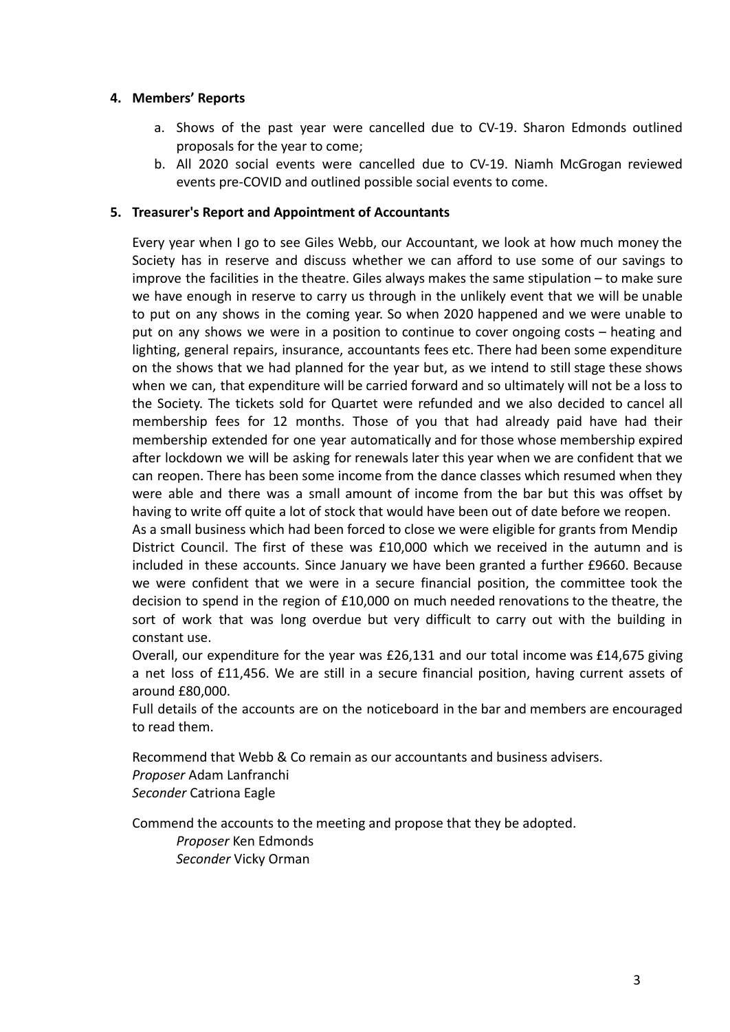**4. Members' Reports**

a. Shows of the past year were cancelled due to CV-19. Sharon Edmonds outlined proposals for the year to come;
b. All 2020 social events were cancelled due to CV-19. Niamh McGrogan reviewed events pre-COVID and outlined possible social events to come.

**5. Treasurer's Report and Appointment of Accountants**

Every year when I go to see Giles Webb, our Accountant, we look at how much money the Society has in reserve and discuss whether we can afford to use some of our savings to improve the facilities in the theatre. Giles always makes the same stipulation – to make sure we have enough in reserve to carry us through in the unlikely event that we will be unable to put on any shows in the coming year. So when 2020 happened and we were unable to put on any shows we were in a position to continue to cover ongoing costs – heating and lighting, general repairs, insurance, accountants fees etc. There had been some expenditure on the shows that we had planned for the year but, as we intend to still stage these shows when we can, that expenditure will be carried forward and so ultimately will not be a loss to the Society. The tickets sold for Quartet were refunded and we also decided to cancel all membership fees for 12 months. Those of you that had already paid have had their membership extended for one year automatically and for those whose membership expired after lockdown we will be asking for renewals later this year when we are confident that we can reopen. There has been some income from the dance classes which resumed when they were able and there was a small amount of income from the bar but this was offset by having to write off quite a lot of stock that would have been out of date before we reopen.
As a small business which had been forced to close we were eligible for grants from Mendip District Council. The first of these was £10,000 which we received in the autumn and is included in these accounts. Since January we have been granted a further £9660. Because we were confident that we were in a secure financial position, the committee took the decision to spend in the region of £10,000 on much needed renovations to the theatre, the sort of work that was long overdue but very difficult to carry out with the building in constant use.
Overall, our expenditure for the year was £26,131 and our total income was £14,675 giving a net loss of £11,456. We are still in a secure financial position, having current assets of around £80,000.
Full details of the accounts are on the noticeboard in the bar and members are encouraged to read them.

Recommend that Webb & Co remain as our accountants and business advisers.
*Proposer* Adam Lanfranchi
*Seconder* Catriona Eagle

Commend the accounts to the meeting and propose that they be adopted.
*Proposer* Ken Edmonds
*Seconder* Vicky Orman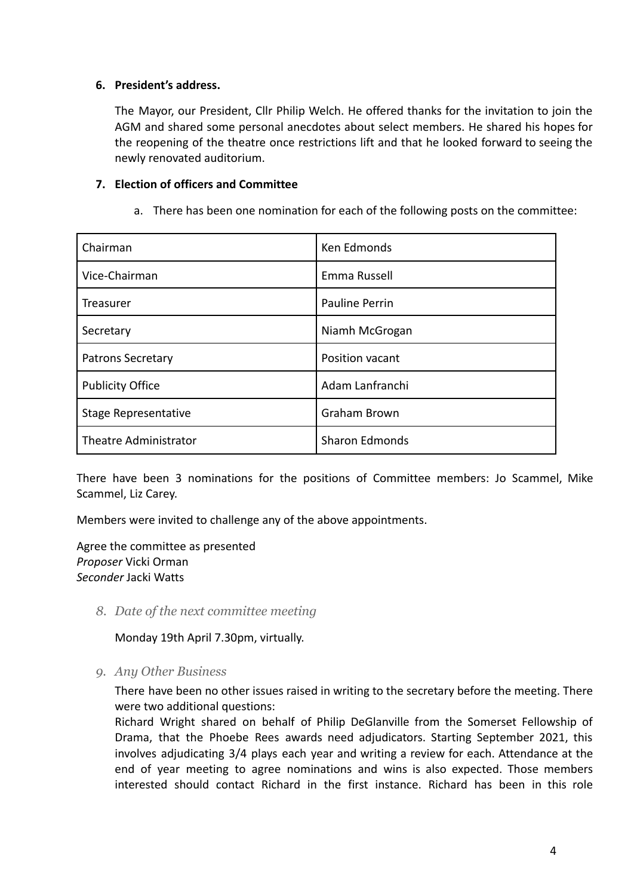6. **President's address.**

   The Mayor, our President, Cllr Philip Welch. He offered thanks for the invitation to join the AGM and shared some personal anecdotes about select members. He shared his hopes for the reopening of the theatre once restrictions lift and that he looked forward to seeing the newly renovated auditorium.

7. **Election of officers and Committee**

   a. There has been one nomination for each of the following posts on the committee:

| Chairman | Ken Edmonds |
|---|---|
| Vice-Chairman | Emma Russell |
| Treasurer | Pauline Perrin |
| Secretary | Niamh McGrogan |
| Patrons Secretary | Position vacant |
| Publicity Office | Adam Lanfranchi |
| Stage Representative | Graham Brown |
| Theatre Administrator | Sharon Edmonds |

There have been 3 nominations for the positions of Committee members: Jo Scammel, Mike Scammel, Liz Carey.

Members were invited to challenge any of the above appointments.

Agree the committee as presented
*Proposer* Vicki Orman
*Seconder* Jacki Watts

8. *Date of the next committee meeting*

   Monday 19th April 7.30pm, virtually.

9. *Any Other Business*

   There have been no other issues raised in writing to the secretary before the meeting. There were two additional questions:
   Richard Wright shared on behalf of Philip DeGlanville from the Somerset Fellowship of Drama, that the Phoebe Rees awards need adjudicators. Starting September 2021, this involves adjudicating 3/4 plays each year and writing a review for each. Attendance at the end of year meeting to agree nominations and wins is also expected. Those members interested should contact Richard in the first instance. Richard has been in this role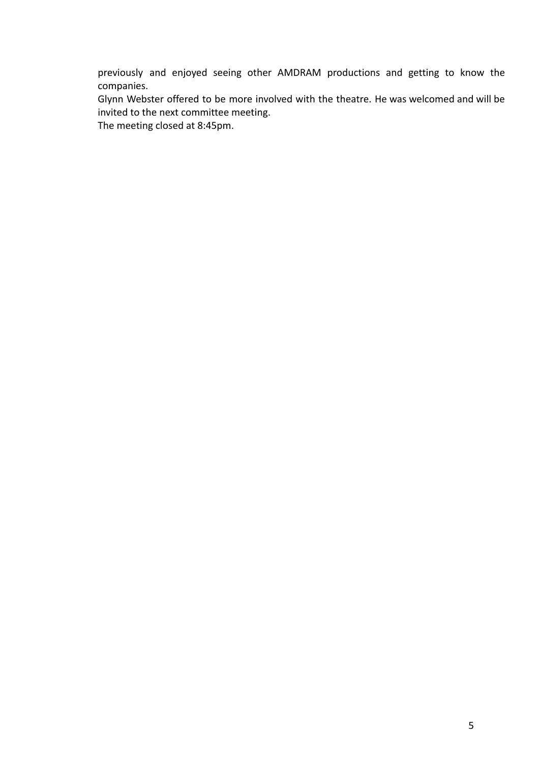previously and enjoyed seeing other AMDRAM productions and getting to know the companies.

Glynn Webster offered to be more involved with the theatre. He was welcomed and will be invited to the next committee meeting.

The meeting closed at 8:45pm.